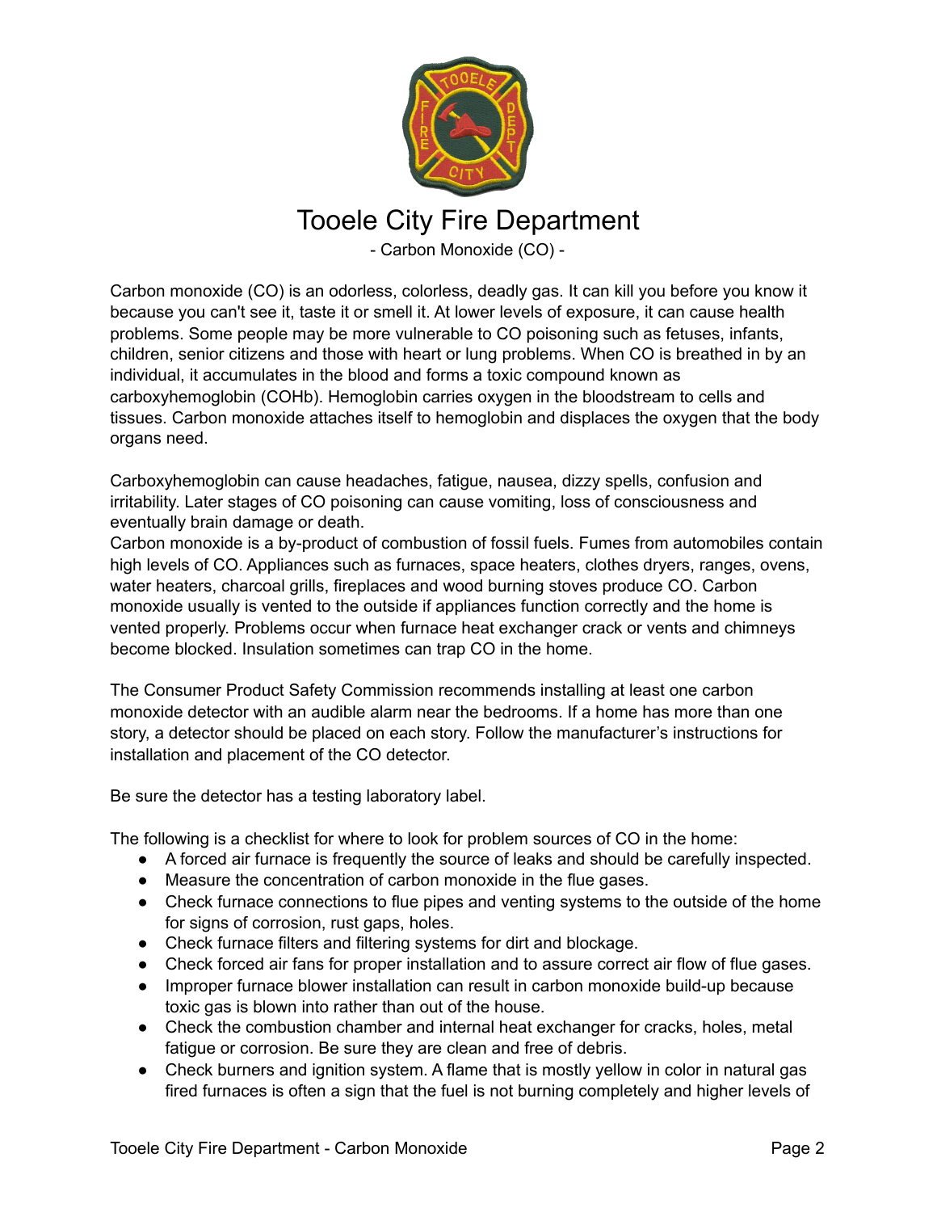# Tooele City Fire Department

- Carbon Monoxide (CO) -

Carbon monoxide (CO) is an odorless, colorless, deadly gas. It can kill you before you know it because you can't see it, taste it or smell it. At lower levels of exposure, it can cause health problems. Some people may be more vulnerable to CO poisoning such as fetuses, infants, children, senior citizens and those with heart or lung problems. When CO is breathed in by an individual, it accumulates in the blood and forms a toxic compound known as carboxyhemoglobin (COHb). Hemoglobin carries oxygen in the bloodstream to cells and tissues. Carbon monoxide attaches itself to hemoglobin and displaces the oxygen that the body organs need.

Carboxyhemoglobin can cause headaches, fatigue, nausea, dizzy spells, confusion and irritability. Later stages of CO poisoning can cause vomiting, loss of consciousness and eventually brain damage or death.
Carbon monoxide is a by-product of combustion of fossil fuels. Fumes from automobiles contain high levels of CO. Appliances such as furnaces, space heaters, clothes dryers, ranges, ovens, water heaters, charcoal grills, fireplaces and wood burning stoves produce CO. Carbon monoxide usually is vented to the outside if appliances function correctly and the home is vented properly. Problems occur when furnace heat exchanger crack or vents and chimneys become blocked. Insulation sometimes can trap CO in the home.

The Consumer Product Safety Commission recommends installing at least one carbon monoxide detector with an audible alarm near the bedrooms. If a home has more than one story, a detector should be placed on each story. Follow the manufacturer's instructions for installation and placement of the CO detector.

Be sure the detector has a testing laboratory label.

The following is a checklist for where to look for problem sources of CO in the home:

- A forced air furnace is frequently the source of leaks and should be carefully inspected.
- Measure the concentration of carbon monoxide in the flue gases.
- Check furnace connections to flue pipes and venting systems to the outside of the home for signs of corrosion, rust gaps, holes.
- Check furnace filters and filtering systems for dirt and blockage.
- Check forced air fans for proper installation and to assure correct air flow of flue gases.
- Improper furnace blower installation can result in carbon monoxide build-up because toxic gas is blown into rather than out of the house.
- Check the combustion chamber and internal heat exchanger for cracks, holes, metal fatigue or corrosion. Be sure they are clean and free of debris.
- Check burners and ignition system. A flame that is mostly yellow in color in natural gas fired furnaces is often a sign that the fuel is not burning completely and higher levels of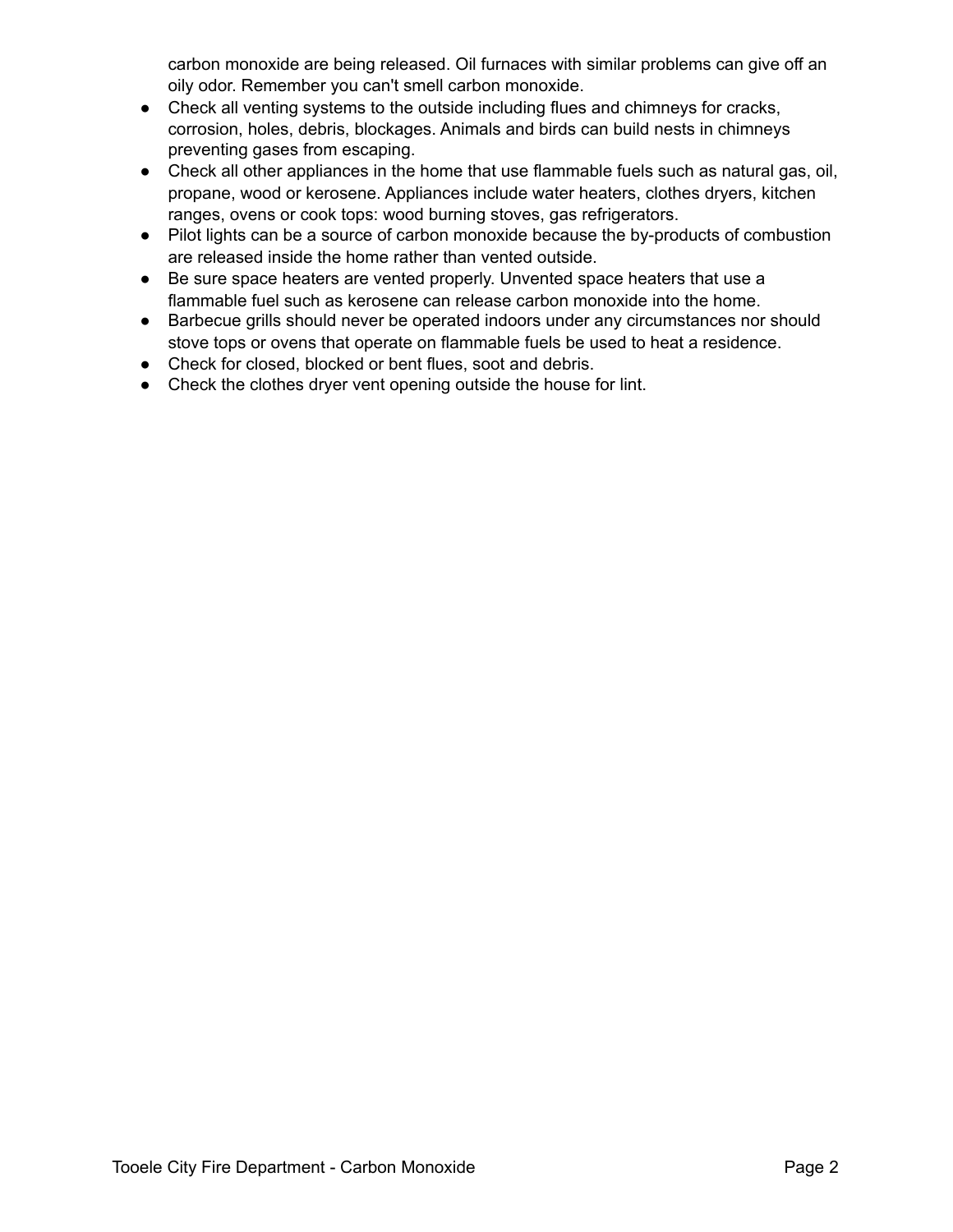carbon monoxide are being released. Oil furnaces with similar problems can give off an oily odor. Remember you can't smell carbon monoxide.

- Check all venting systems to the outside including flues and chimneys for cracks, corrosion, holes, debris, blockages. Animals and birds can build nests in chimneys preventing gases from escaping.
- Check all other appliances in the home that use flammable fuels such as natural gas, oil, propane, wood or kerosene. Appliances include water heaters, clothes dryers, kitchen ranges, ovens or cook tops: wood burning stoves, gas refrigerators.
- Pilot lights can be a source of carbon monoxide because the by-products of combustion are released inside the home rather than vented outside.
- Be sure space heaters are vented properly. Unvented space heaters that use a flammable fuel such as kerosene can release carbon monoxide into the home.
- Barbecue grills should never be operated indoors under any circumstances nor should stove tops or ovens that operate on flammable fuels be used to heat a residence.
- Check for closed, blocked or bent flues, soot and debris.
- Check the clothes dryer vent opening outside the house for lint.